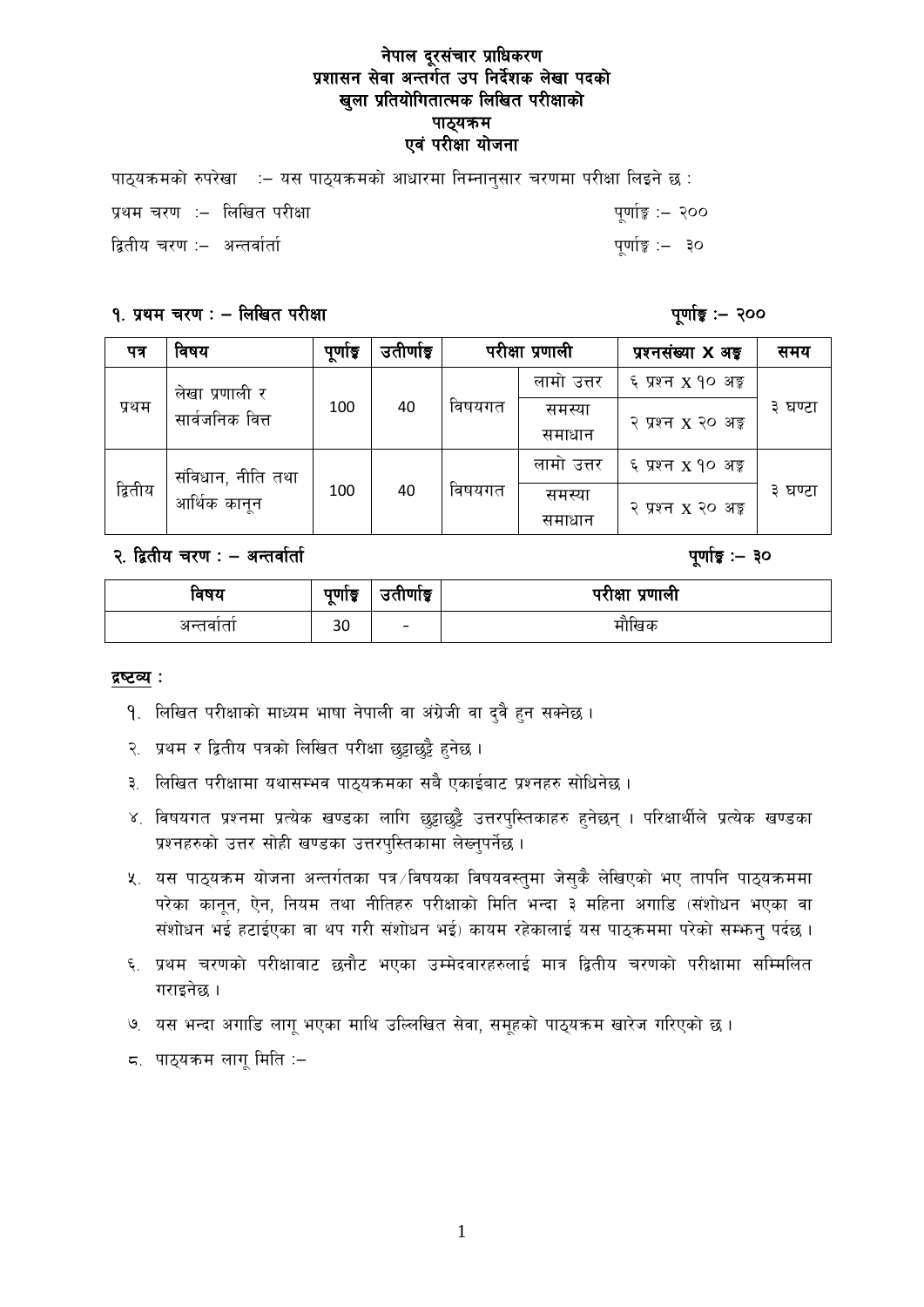# नेपाल दूरसंचार प्राधिकरण
## प्रशासन सेवा अन्तर्गत उप निर्देशक लेखा पदको
## खुला प्रतियोगितात्मक लिखित परीक्षाको
## पाठ्यक्रम
## एवं परीक्षा योजना

पाठ्यक्रमको रुपरेखा :– यस पाठ्यक्रमको आधारमा निम्नानुसार चरणमा परीक्षा लिइने छ :

प्रथम चरण :– लिखित परीक्षा पूर्णाङ्क :– २००

द्वितीय चरण :– अन्तर्वार्ता पूर्णाङ्क :– ३०

### १. प्रथम चरण : – लिखित परीक्षा पूर्णाङ्क :– २००

| पत्र | विषय | पूर्णाङ्क | उतीर्णाङ्क | परीक्षा प्रणाली | | प्रश्नसंख्या X अङ्क | समय |
|---|---|---|---|---|---|---|---|
| प्रथम | लेखा प्रणाली र सार्वजनिक वित्त | 100 | 40 | विषयगत | लामो उत्तर | ६ प्रश्न X १० अङ्क | ३ घण्टा |
| | | | | | समस्या समाधान | २ प्रश्न X २० अङ्क | |
| द्वितीय | संविधान, नीति तथा आर्थिक कानून | 100 | 40 | विषयगत | लामो उत्तर | ६ प्रश्न X १० अङ्क | ३ घण्टा |
| | | | | | समस्या समाधान | २ प्रश्न X २० अङ्क | |

### २. द्वितीय चरण : – अन्तर्वार्ता पूर्णाङ्क :– ३०

| विषय | पूर्णाङ्क | उतीर्णाङ्क | परीक्षा प्रणाली |
|---|---|---|---|
| अन्तर्वार्ता | 30 | - | मौखिक |

**द्रष्टव्य :**

१. लिखित परीक्षाको माध्यम भाषा नेपाली वा अंग्रेजी वा दुवै हुन सक्नेछ ।

२. प्रथम र द्वितीय पत्रको लिखित परीक्षा छुट्टाछुट्टै हुनेछ ।

३. लिखित परीक्षामा यथासम्भव पाठ्यक्रमका सबै एकाईबाट प्रश्नहरु सोधिनेछ ।

४. विषयगत प्रश्नमा प्रत्येक खण्डका लागि छुट्टाछुट्टै उत्तरपुस्तिकाहरु हुनेछन् । परिक्षार्थीले प्रत्येक खण्डका प्रश्नहरुको उत्तर सोही खण्डका उत्तरपुस्तिकामा लेख्नुपर्नेछ ।

५. यस पाठ्यक्रम योजना अन्तर्गतका पत्र/विषयका विषयवस्तुमा जेसुकै लेखिएको भए तापनि पाठ्यक्रममा परेका कानून, ऐन, नियम तथा नीतिहरु परीक्षाको मिति भन्दा ३ महिना अगाडि (संशोधन भएका वा संशोधन भई हटाईएका वा थप गरी संशोधन भई) कायम रहेकालाई यस पाठ्क्रममा परेको सम्झनु पर्दछ ।

६. प्रथम चरणको परीक्षाबाट छनौट भएका उम्मेदवारहरुलाई मात्र द्वितीय चरणको परीक्षामा सम्मिलित गराइनेछ ।

७. यस भन्दा अगाडि लागू भएका माथि उल्लिखित सेवा, समूहको पाठ्यक्रम खारेज गरिएको छ ।

८. पाठ्यक्रम लागू मिति :–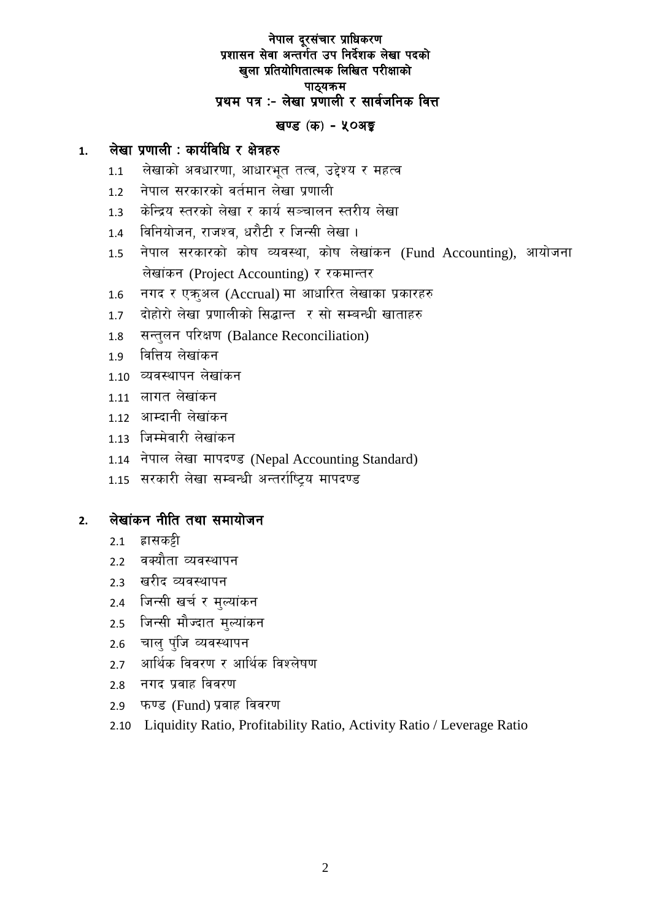# नेपाल दूरसंचार प्राधिकरण
## प्रशासन सेवा अन्तर्गत उप निर्देशक लेखा पदको
## खुला प्रतियोगितात्मक लिखित परीक्षाको
## पाठ्यक्रम
## प्रथम पत्र :- लेखा प्रणाली र सार्वजनिक वित्त

### खण्ड (क) - ५०अङ्क

### 1. लेखा प्रणाली : कार्यविधि र क्षेत्रहरु

- 1.1 लेखाको अवधारणा, आधारभूत तत्व, उद्देश्य र महत्व
- 1.2 नेपाल सरकारको वर्तमान लेखा प्रणाली
- 1.3 केन्द्रिय स्तरको लेखा र कार्य सञ्चालन स्तरीय लेखा
- 1.4 विनियोजन, राजश्व, धरौटी र जिन्सी लेखा ।
- 1.5 नेपाल सरकारको कोष व्यवस्था, कोष लेखांकन (Fund Accounting), आयोजना लेखांकन (Project Accounting) र रकमान्तर
- 1.6 नगद र एक्रुअल (Accrual) मा आधारित लेखाका प्रकारहरु
- 1.7 दोहोरो लेखा प्रणालीको सिद्धान्त र सो सम्बन्धी खाताहरु
- 1.8 सन्तुलन परिक्षण (Balance Reconciliation)
- 1.9 वित्तिय लेखांकन
- 1.10 व्यवस्थापन लेखांकन
- 1.11 लागत लेखांकन
- 1.12 आम्दानी लेखांकन
- 1.13 जिम्मेवारी लेखांकन
- 1.14 नेपाल लेखा मापदण्ड (Nepal Accounting Standard)
- 1.15 सरकारी लेखा सम्बन्धी अन्तर्राष्ट्रिय मापदण्ड

### 2. लेखांकन नीति तथा समायोजन

- 2.1 ह्रासकट्टी
- 2.2 वक्यौता व्यवस्थापन
- 2.3 खरीद व्यवस्थापन
- 2.4 जिन्सी खर्च र मुल्यांकन
- 2.5 जिन्सी मौज्दात मुल्यांकन
- 2.6 चालु पुंजि व्यवस्थापन
- 2.7 आर्थिक विवरण र आर्थिक विश्लेषण
- 2.8 नगद प्रवाह विवरण
- 2.9 फण्ड (Fund) प्रवाह विवरण
- 2.10 Liquidity Ratio, Profitability Ratio, Activity Ratio / Leverage Ratio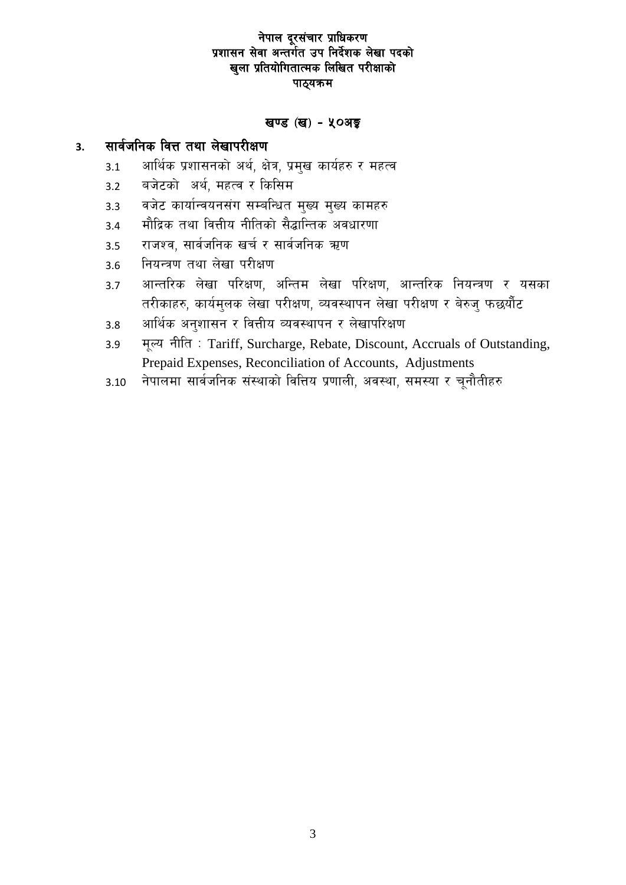**नेपाल दूरसंचार प्राधिकरण**
**प्रशासन सेवा अन्तर्गत उप निर्देशक लेखा पदको**
**खुला प्रतियोगितात्मक लिखित परीक्षाको**
**पाठ्यक्रम**

## खण्ड (ख) - ५०अङ्क

### 3. सार्वजनिक वित्त तथा लेखापरीक्षण

3.1 आर्थिक प्रशासनको अर्थ, क्षेत्र, प्रमुख कार्यहरु र महत्व

3.2 बजेटको अर्थ, महत्व र किसिम

3.3 वजेट कार्यान्वयनसंग सम्बन्धित मुख्य मुख्य कामहरु

3.4 मौद्रिक तथा वित्तीय नीतिको सैद्धान्तिक अवधारणा

3.5 राजश्व, सार्वजनिक खर्च र सार्वजनिक ऋण

3.6 नियन्त्रण तथा लेखा परीक्षण

3.7 आन्तरिक लेखा परिक्षण, अन्तिम लेखा परिक्षण, आन्तरिक नियन्त्रण र यसका तरीकाहरु, कार्यमुलक लेखा परीक्षण, व्यवस्थापन लेखा परीक्षण र बेरुजु फछर्यौट

3.8 आर्थिक अनुशासन र वित्तीय व्यवस्थापन र लेखापरिक्षण

3.9 मूल्य नीति : Tariff, Surcharge, Rebate, Discount, Accruals of Outstanding, Prepaid Expenses, Reconciliation of Accounts, Adjustments

3.10 नेपालमा सार्वजनिक संस्थाको वित्तिय प्रणाली, अवस्था, समस्या र चूनौतीहरु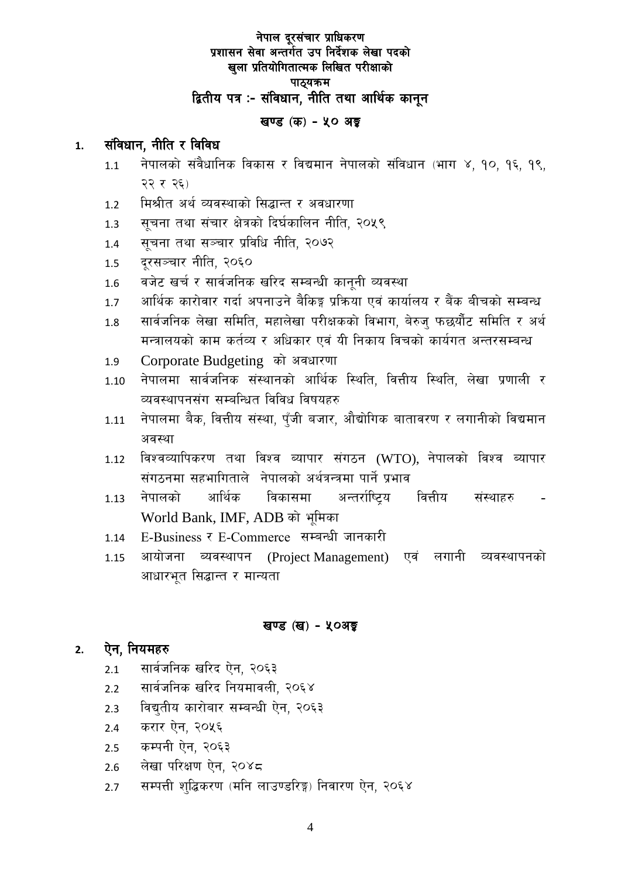**नेपाल दूरसंचार प्राधिकरण**
**प्रशासन सेवा अन्तर्गत उप निर्देशक लेखा पदको**
**खुला प्रतियोगितात्मक लिखित परीक्षाको**
**पाठ्यक्रम**

## द्वितीय पत्र :- संविधान, नीति तथा आर्थिक कानून

### खण्ड (क) - ५० अङ्क

**1. संविधान, नीति र विविध**

1.1 नेपालको संवैधानिक विकास र विद्यमान नेपालको संविधान (भाग ४, १०, १६, १९, २२ र २६)
1.2 मिश्रीत अर्थ व्यवस्थाको सिद्धान्त र अवधारणा
1.3 सूचना तथा संचार क्षेत्रको दिर्घकालिन नीति, २०५९
1.4 सूचना तथा सञ्चार प्रविधि नीति, २०७२
1.5 दूरसञ्चार नीति, २०६०
1.6 वजेट खर्च र सार्वजनिक खरिद सम्बन्धी कानूनी व्यवस्था
1.7 आर्थिक कारोवार गर्दा अपनाउने बैकिङ्ग प्रक्रिया एवं कार्यालय र बैंक बीचको सम्बन्ध
1.8 सार्वजनिक लेखा समिति, महालेखा परीक्षकको विभाग, बेरुजु फछ्यौट समिति र अर्थ मन्त्रालयको काम कर्तव्य र अधिकार एवं यी निकाय विचको कार्यगत अन्तरसम्बन्ध
1.9 Corporate Budgeting को अवधारणा
1.10 नेपालमा सार्वजनिक संस्थानको आर्थिक स्थिति, वित्तीय स्थिति, लेखा प्रणाली र व्यवस्थापनसंग सम्बन्धित विविध विषयहरु
1.11 नेपालमा बैक, वित्तीय संस्था, पुँजी बजार, औद्योगिक बातावरण र लगानीको विद्यमान अवस्था
1.12 विश्वव्यापिकरण तथा विश्व ब्यापार संगठन (WTO), नेपालको विश्व ब्यापार संगठनमा सहभागिताले नेपालको अर्थत्रन्त्रमा पार्ने प्रभाव
1.13 नेपालको आर्थिक विकासमा अन्तर्राष्ट्रिय वित्तीय संस्थाहरु - World Bank, IMF, ADB को भूमिका
1.14 E-Business र E-Commerce सम्बन्धी जानकारी
1.15 आयोजना व्यवस्थापन (Project Management) एवं लगानी व्यवस्थापनको आधारभूत सिद्धान्त र मान्यता

### खण्ड (ख) - ५०अङ्क

**2. ऐन, नियमहरु**

2.1 सार्वजनिक खरिद ऐन, २०६३
2.2 सार्वजनिक खरिद नियमावली, २०६४
2.3 विद्युतीय कारोबार सम्बन्धी ऐन, २०६३
2.4 करार ऐन, २०५६
2.5 कम्पनी ऐन, २०६३
2.6 लेखा परिक्षण ऐन, २०४८
2.7 सम्पत्ती शुद्धिकरण (मनि लाउण्डरिङ्ग) निवारण ऐन, २०६४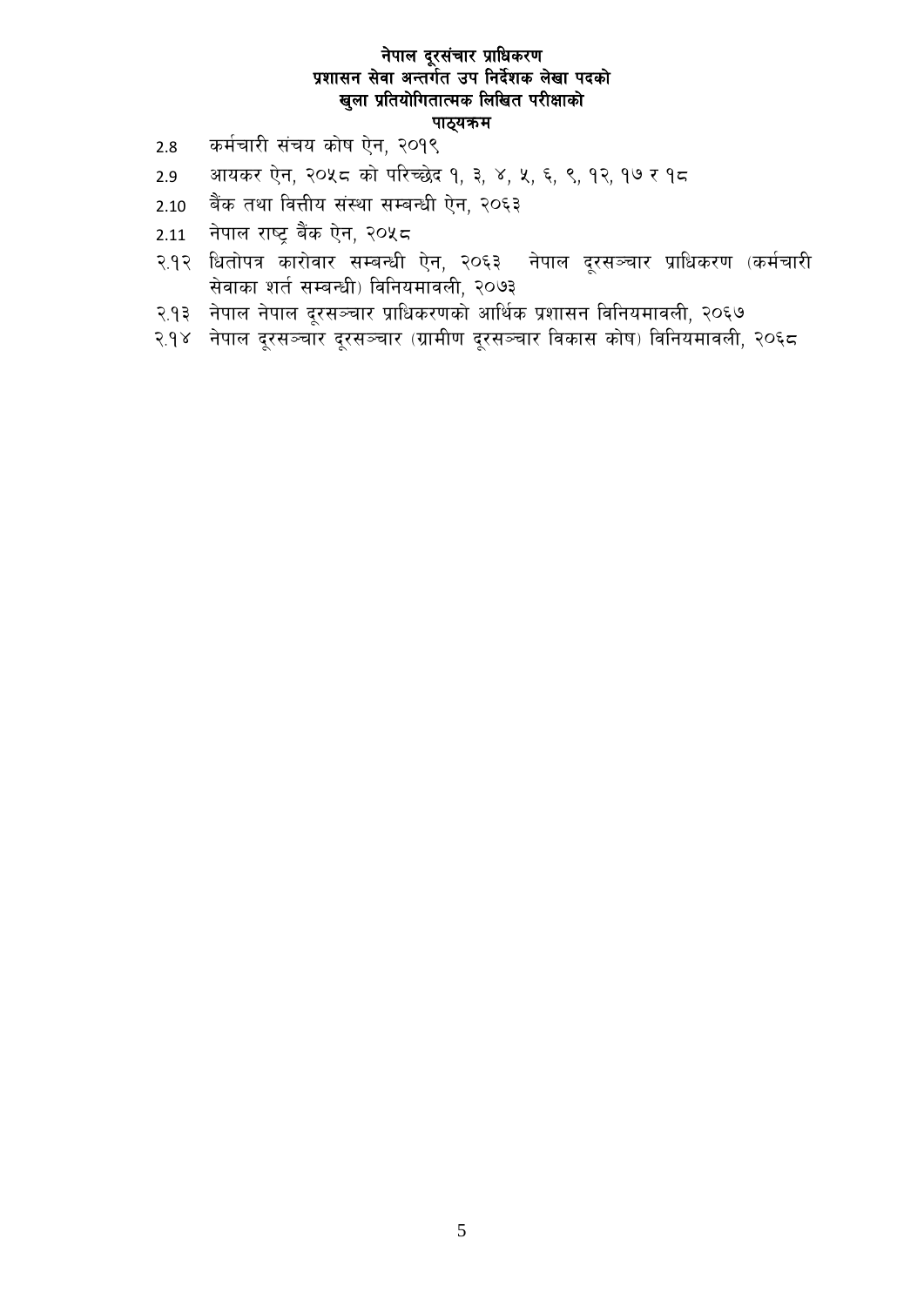**नेपाल दूरसंचार प्राधिकरण**
**प्रशासन सेवा अन्तर्गत उप निर्देशक लेखा पदको**
**खुला प्रतियोगितात्मक लिखित परीक्षाको**
**पाठ्यक्रम**

2.8 कर्मचारी संचय कोष ऐन, २०१९

2.9 आयकर ऐन, २०५८ को परिच्छेद १, ३, ४, ५, ६, ९, १२, १७ र १८

2.10 बैंक तथा वित्तीय संस्था सम्बन्धी ऐन, २०६३

2.11 नेपाल राष्ट्र बैंक ऐन, २०५८

२.१२ धितोपत्र कारोवार सम्बन्धी ऐन, २०६३ नेपाल दूरसञ्चार प्राधिकरण (कर्मचारी सेवाका शर्त सम्बन्धी) विनियमावली, २०७३

२.१३ नेपाल नेपाल दूरसञ्चार प्राधिकरणको आर्थिक प्रशासन विनियमावली, २०६७

२.१४ नेपाल दूरसञ्चार दूरसञ्चार (ग्रामीण दूरसञ्चार विकास कोष) विनियमावली, २०६८